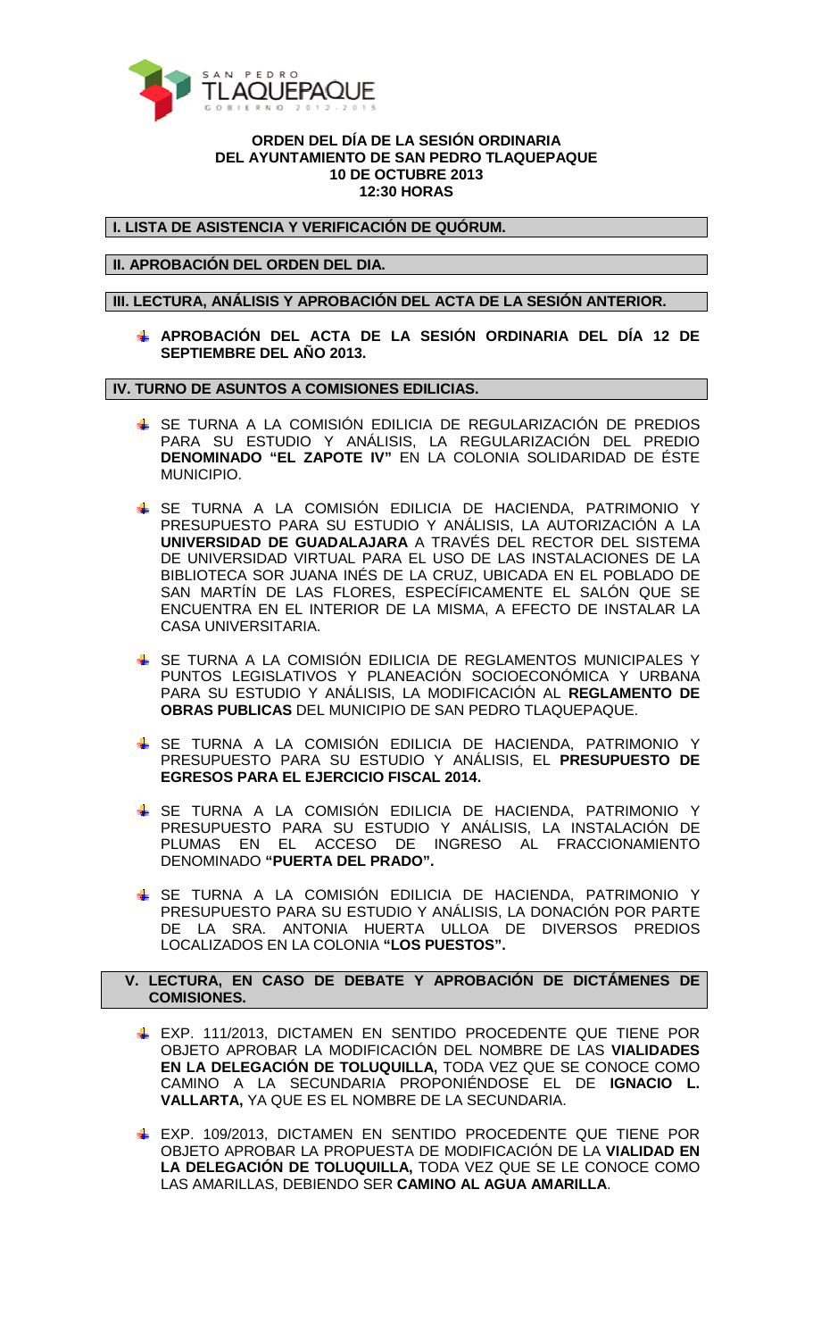**ORDEN DEL DÍA DE LA SESIÓN ORDINARIA DEL AYUNTAMIENTO DE SAN PEDRO TLAQUEPAQUE 10 DE OCTUBRE 2013 12:30 HORAS**

## I. LISTA DE ASISTENCIA Y VERIFICACIÓN DE QUÓRUM.

## II. APROBACIÓN DEL ORDEN DEL DIA.

## III. LECTURA, ANÁLISIS Y APROBACIÓN DEL ACTA DE LA SESIÓN ANTERIOR.

- **APROBACIÓN DEL ACTA DE LA SESIÓN ORDINARIA DEL DÍA 12 DE SEPTIEMBRE DEL AÑO 2013.**

## IV. TURNO DE ASUNTOS A COMISIONES EDILICIAS.

- SE TURNA A LA COMISIÓN EDILICIA DE REGULARIZACIÓN DE PREDIOS PARA SU ESTUDIO Y ANÁLISIS, LA REGULARIZACIÓN DEL PREDIO **DENOMINADO "EL ZAPOTE IV"** EN LA COLONIA SOLIDARIDAD DE ÉSTE MUNICIPIO.

- SE TURNA A LA COMISIÓN EDILICIA DE HACIENDA, PATRIMONIO Y PRESUPUESTO PARA SU ESTUDIO Y ANÁLISIS, LA AUTORIZACIÓN A LA **UNIVERSIDAD DE GUADALAJARA** A TRAVÉS DEL RECTOR DEL SISTEMA DE UNIVERSIDAD VIRTUAL PARA EL USO DE LAS INSTALACIONES DE LA BIBLIOTECA SOR JUANA INÉS DE LA CRUZ, UBICADA EN EL POBLADO DE SAN MARTÍN DE LAS FLORES, ESPECÍFICAMENTE EL SALÓN QUE SE ENCUENTRA EN EL INTERIOR DE LA MISMA, A EFECTO DE INSTALAR LA CASA UNIVERSITARIA.

- SE TURNA A LA COMISIÓN EDILICIA DE REGLAMENTOS MUNICIPALES Y PUNTOS LEGISLATIVOS Y PLANEACIÓN SOCIOECONÓMICA Y URBANA PARA SU ESTUDIO Y ANÁLISIS, LA MODIFICACIÓN AL **REGLAMENTO DE OBRAS PUBLICAS** DEL MUNICIPIO DE SAN PEDRO TLAQUEPAQUE.

- SE TURNA A LA COMISIÓN EDILICIA DE HACIENDA, PATRIMONIO Y PRESUPUESTO PARA SU ESTUDIO Y ANÁLISIS, EL **PRESUPUESTO DE EGRESOS PARA EL EJERCICIO FISCAL 2014.**

- SE TURNA A LA COMISIÓN EDILICIA DE HACIENDA, PATRIMONIO Y PRESUPUESTO PARA SU ESTUDIO Y ANÁLISIS, LA INSTALACIÓN DE PLUMAS EN EL ACCESO DE INGRESO AL FRACCIONAMIENTO DENOMINADO **"PUERTA DEL PRADO".**

- SE TURNA A LA COMISIÓN EDILICIA DE HACIENDA, PATRIMONIO Y PRESUPUESTO PARA SU ESTUDIO Y ANÁLISIS, LA DONACIÓN POR PARTE DE LA SRA. ANTONIA HUERTA ULLOA DE DIVERSOS PREDIOS LOCALIZADOS EN LA COLONIA **"LOS PUESTOS".**

## V. LECTURA, EN CASO DE DEBATE Y APROBACIÓN DE DICTÁMENES DE COMISIONES.

- EXP. 111/2013, DICTAMEN EN SENTIDO PROCEDENTE QUE TIENE POR OBJETO APROBAR LA MODIFICACIÓN DEL NOMBRE DE LAS **VIALIDADES EN LA DELEGACIÓN DE TOLUQUILLA,** TODA VEZ QUE SE CONOCE COMO CAMINO A LA SECUNDARIA PROPONIÉNDOSE EL DE **IGNACIO L. VALLARTA,** YA QUE ES EL NOMBRE DE LA SECUNDARIA.

- EXP. 109/2013, DICTAMEN EN SENTIDO PROCEDENTE QUE TIENE POR OBJETO APROBAR LA PROPUESTA DE MODIFICACIÓN DE LA **VIALIDAD EN LA DELEGACIÓN DE TOLUQUILLA,** TODA VEZ QUE SE LE CONOCE COMO LAS AMARILLAS, DEBIENDO SER **CAMINO AL AGUA AMARILLA**.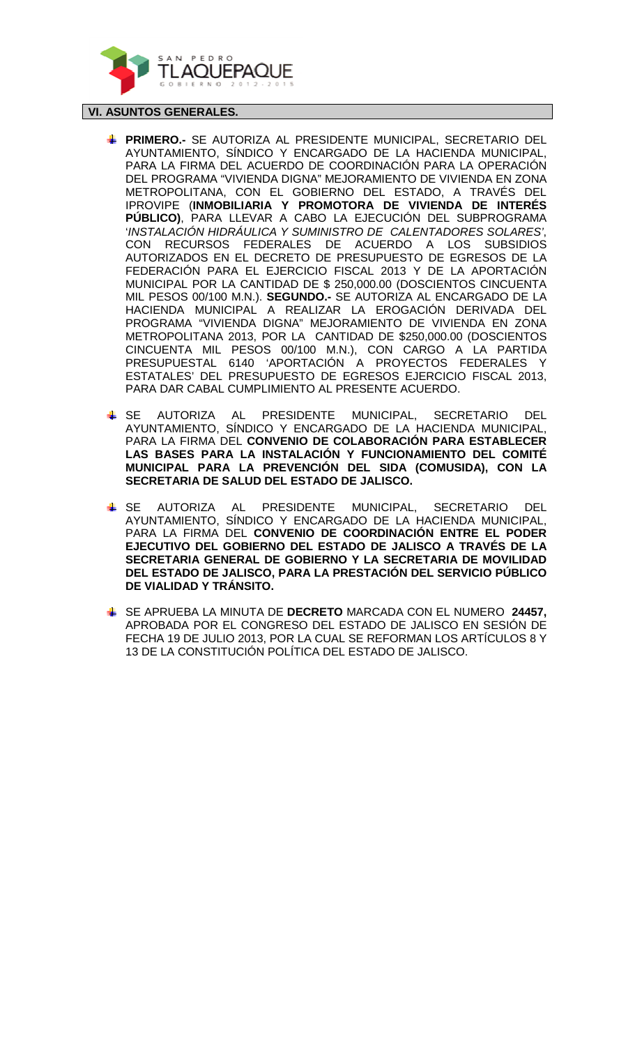## VI. ASUNTOS GENERALES.

- **PRIMERO.-** SE AUTORIZA AL PRESIDENTE MUNICIPAL, SECRETARIO DEL AYUNTAMIENTO, SÍNDICO Y ENCARGADO DE LA HACIENDA MUNICIPAL, PARA LA FIRMA DEL ACUERDO DE COORDINACIÓN PARA LA OPERACIÓN DEL PROGRAMA "VIVIENDA DIGNA" MEJORAMIENTO DE VIVIENDA EN ZONA METROPOLITANA, CON EL GOBIERNO DEL ESTADO, A TRAVÉS DEL IPROVIPE (**INMOBILIARIA Y PROMOTORA DE VIVIENDA DE INTERÉS PÚBLICO)**, PARA LLEVAR A CABO LA EJECUCIÓN DEL SUBPROGRAMA '*INSTALACIÓN HIDRÁULICA Y SUMINISTRO DE CALENTADORES SOLARES'*, CON RECURSOS FEDERALES DE ACUERDO A LOS SUBSIDIOS AUTORIZADOS EN EL DECRETO DE PRESUPUESTO DE EGRESOS DE LA FEDERACIÓN PARA EL EJERCICIO FISCAL 2013 Y DE LA APORTACIÓN MUNICIPAL POR LA CANTIDAD DE $ 250,000.00 (DOSCIENTOS CINCUENTA MIL PESOS 00/100 M.N.). **SEGUNDO.-** SE AUTORIZA AL ENCARGADO DE LA HACIENDA MUNICIPAL A REALIZAR LA EROGACIÓN DERIVADA DEL PROGRAMA "VIVIENDA DIGNA" MEJORAMIENTO DE VIVIENDA EN ZONA METROPOLITANA 2013, POR LA CANTIDAD DE $250,000.00 (DOSCIENTOS CINCUENTA MIL PESOS 00/100 M.N.), CON CARGO A LA PARTIDA PRESUPUESTAL 6140 'APORTACIÓN A PROYECTOS FEDERALES Y ESTATALES' DEL PRESUPUESTO DE EGRESOS EJERCICIO FISCAL 2013, PARA DAR CABAL CUMPLIMIENTO AL PRESENTE ACUERDO.

- SE AUTORIZA AL PRESIDENTE MUNICIPAL, SECRETARIO DEL AYUNTAMIENTO, SÍNDICO Y ENCARGADO DE LA HACIENDA MUNICIPAL, PARA LA FIRMA DEL **CONVENIO DE COLABORACIÓN PARA ESTABLECER LAS BASES PARA LA INSTALACIÓN Y FUNCIONAMIENTO DEL COMITÉ MUNICIPAL PARA LA PREVENCIÓN DEL SIDA (COMUSIDA), CON LA SECRETARIA DE SALUD DEL ESTADO DE JALISCO.**

- SE AUTORIZA AL PRESIDENTE MUNICIPAL, SECRETARIO DEL AYUNTAMIENTO, SÍNDICO Y ENCARGADO DE LA HACIENDA MUNICIPAL, PARA LA FIRMA DEL **CONVENIO DE COORDINACIÓN ENTRE EL PODER EJECUTIVO DEL GOBIERNO DEL ESTADO DE JALISCO A TRAVÉS DE LA SECRETARIA GENERAL DE GOBIERNO Y LA SECRETARIA DE MOVILIDAD DEL ESTADO DE JALISCO, PARA LA PRESTACIÓN DEL SERVICIO PÚBLICO DE VIALIDAD Y TRÁNSITO.**

- SE APRUEBA LA MINUTA DE **DECRETO** MARCADA CON EL NUMERO **24457,** APROBADA POR EL CONGRESO DEL ESTADO DE JALISCO EN SESIÓN DE FECHA 19 DE JULIO 2013, POR LA CUAL SE REFORMAN LOS ARTÍCULOS 8 Y 13 DE LA CONSTITUCIÓN POLÍTICA DEL ESTADO DE JALISCO.